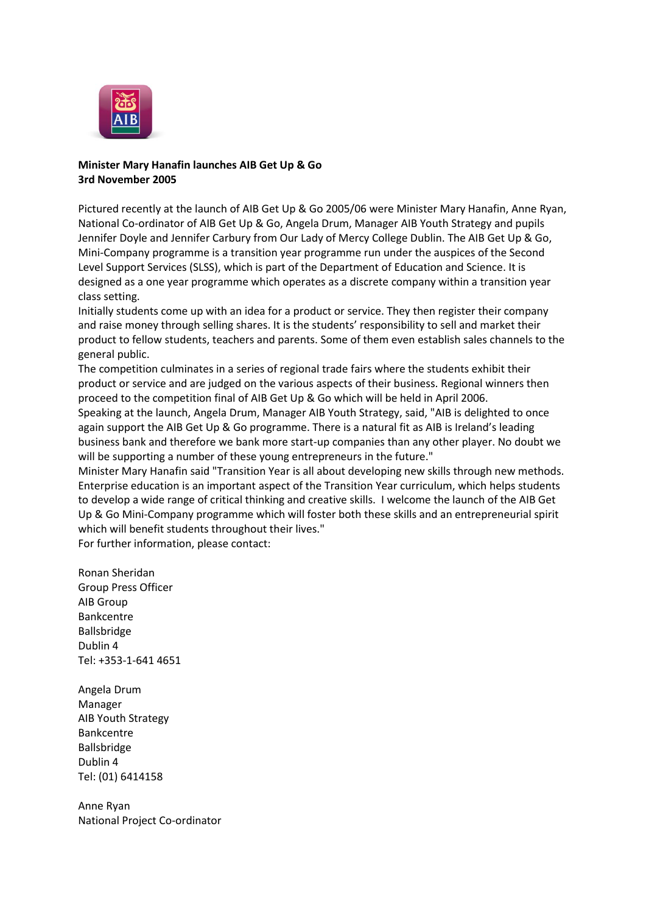**Minister Mary Hanafin launches AIB Get Up & Go**
**3rd November 2005**

Pictured recently at the launch of AIB Get Up & Go 2005/06 were Minister Mary Hanafin, Anne Ryan, National Co-ordinator of AIB Get Up & Go, Angela Drum, Manager AIB Youth Strategy and pupils Jennifer Doyle and Jennifer Carbury from Our Lady of Mercy College Dublin. The AIB Get Up & Go, Mini-Company programme is a transition year programme run under the auspices of the Second Level Support Services (SLSS), which is part of the Department of Education and Science. It is designed as a one year programme which operates as a discrete company within a transition year class setting.

Initially students come up with an idea for a product or service. They then register their company and raise money through selling shares. It is the students' responsibility to sell and market their product to fellow students, teachers and parents. Some of them even establish sales channels to the general public.

The competition culminates in a series of regional trade fairs where the students exhibit their product or service and are judged on the various aspects of their business. Regional winners then proceed to the competition final of AIB Get Up & Go which will be held in April 2006.

Speaking at the launch, Angela Drum, Manager AIB Youth Strategy, said, "AIB is delighted to once again support the AIB Get Up & Go programme. There is a natural fit as AIB is Ireland's leading business bank and therefore we bank more start-up companies than any other player. No doubt we will be supporting a number of these young entrepreneurs in the future."

Minister Mary Hanafin said "Transition Year is all about developing new skills through new methods. Enterprise education is an important aspect of the Transition Year curriculum, which helps students to develop a wide range of critical thinking and creative skills. I welcome the launch of the AIB Get Up & Go Mini-Company programme which will foster both these skills and an entrepreneurial spirit which will benefit students throughout their lives."

For further information, please contact:

Ronan Sheridan
Group Press Officer
AIB Group
Bankcentre
Ballsbridge
Dublin 4
Tel: +353-1-641 4651

Angela Drum
Manager
AIB Youth Strategy
Bankcentre
Ballsbridge
Dublin 4
Tel: (01) 6414158

Anne Ryan
National Project Co-ordinator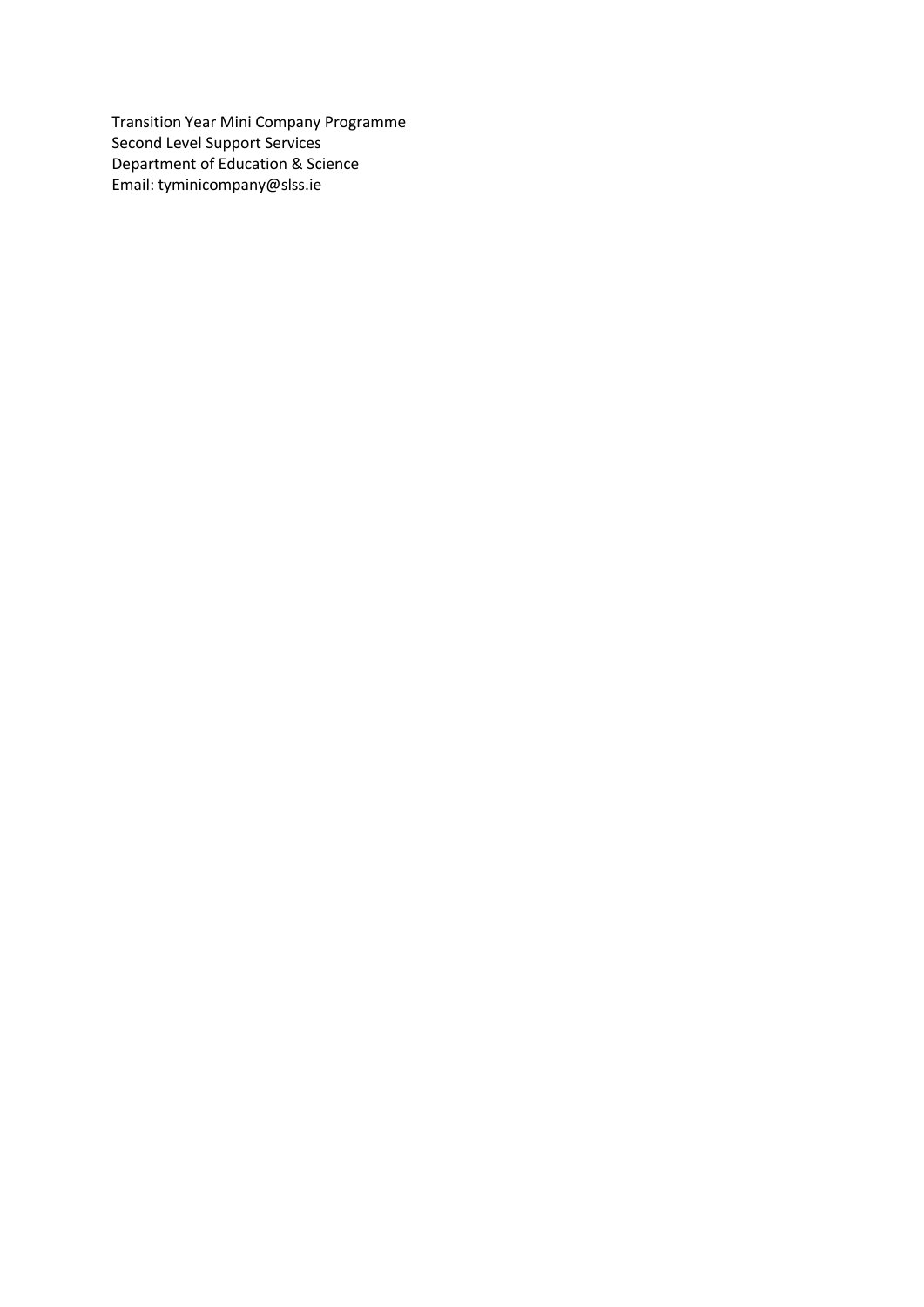Transition Year Mini Company Programme
Second Level Support Services
Department of Education & Science
Email: tyminicompany@slss.ie